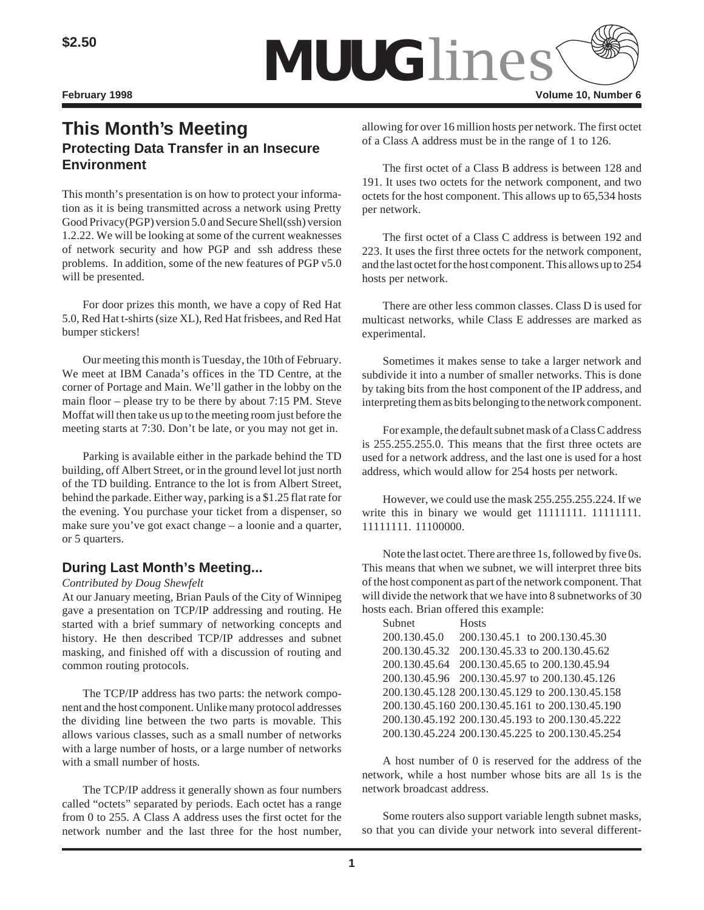$2.50

# MUUGlines

February 1998 — Volume 10, Number 6

## This Month's Meeting

### Protecting Data Transfer in an Insecure Environment

This month's presentation is on how to protect your information as it is being transmitted across a network using Pretty Good Privacy(PGP) version 5.0 and Secure Shell(ssh) version 1.2.22. We will be looking at some of the current weaknesses of network security and how PGP and ssh address these problems. In addition, some of the new features of PGP v5.0 will be presented.

For door prizes this month, we have a copy of Red Hat 5.0, Red Hat t-shirts (size XL), Red Hat frisbees, and Red Hat bumper stickers!

Our meeting this month is Tuesday, the 10th of February. We meet at IBM Canada's offices in the TD Centre, at the corner of Portage and Main. We'll gather in the lobby on the main floor – please try to be there by about 7:15 PM. Steve Moffat will then take us up to the meeting room just before the meeting starts at 7:30. Don't be late, or you may not get in.

Parking is available either in the parkade behind the TD building, off Albert Street, or in the ground level lot just north of the TD building. Entrance to the lot is from Albert Street, behind the parkade. Either way, parking is a $1.25 flat rate for the evening. You purchase your ticket from a dispenser, so make sure you've got exact change – a loonie and a quarter, or 5 quarters.

## During Last Month's Meeting...

*Contributed by Doug Shewfelt*

At our January meeting, Brian Pauls of the City of Winnipeg gave a presentation on TCP/IP addressing and routing. He started with a brief summary of networking concepts and history. He then described TCP/IP addresses and subnet masking, and finished off with a discussion of routing and common routing protocols.

The TCP/IP address has two parts: the network component and the host component. Unlike many protocol addresses the dividing line between the two parts is movable. This allows various classes, such as a small number of networks with a large number of hosts, or a large number of networks with a small number of hosts.

The TCP/IP address it generally shown as four numbers called "octets" separated by periods. Each octet has a range from 0 to 255. A Class A address uses the first octet for the network number and the last three for the host number, allowing for over 16 million hosts per network. The first octet of a Class A address must be in the range of 1 to 126.

The first octet of a Class B address is between 128 and 191. It uses two octets for the network component, and two octets for the host component. This allows up to 65,534 hosts per network.

The first octet of a Class C address is between 192 and 223. It uses the first three octets for the network component, and the last octet for the host component. This allows up to 254 hosts per network.

There are other less common classes. Class D is used for multicast networks, while Class E addresses are marked as experimental.

Sometimes it makes sense to take a larger network and subdivide it into a number of smaller networks. This is done by taking bits from the host component of the IP address, and interpreting them as bits belonging to the network component.

For example, the default subnet mask of a Class C address is 255.255.255.0. This means that the first three octets are used for a network address, and the last one is used for a host address, which would allow for 254 hosts per network.

However, we could use the mask 255.255.255.224. If we write this in binary we would get 11111111. 11111111. 11111111. 11100000.

Note the last octet. There are three 1s, followed by five 0s. This means that when we subnet, we will interpret three bits of the host component as part of the network component. That will divide the network that we have into 8 subnetworks of 30 hosts each. Brian offered this example:

| Subnet | Hosts |
|---|---|
| 200.130.45.0 | 200.130.45.1 to 200.130.45.30 |
| 200.130.45.32 | 200.130.45.33 to 200.130.45.62 |
| 200.130.45.64 | 200.130.45.65 to 200.130.45.94 |
| 200.130.45.96 | 200.130.45.97 to 200.130.45.126 |
| 200.130.45.128 | 200.130.45.129 to 200.130.45.158 |
| 200.130.45.160 | 200.130.45.161 to 200.130.45.190 |
| 200.130.45.192 | 200.130.45.193 to 200.130.45.222 |
| 200.130.45.224 | 200.130.45.225 to 200.130.45.254 |

A host number of 0 is reserved for the address of the network, while a host number whose bits are all 1s is the network broadcast address.

Some routers also support variable length subnet masks, so that you can divide your network into several different-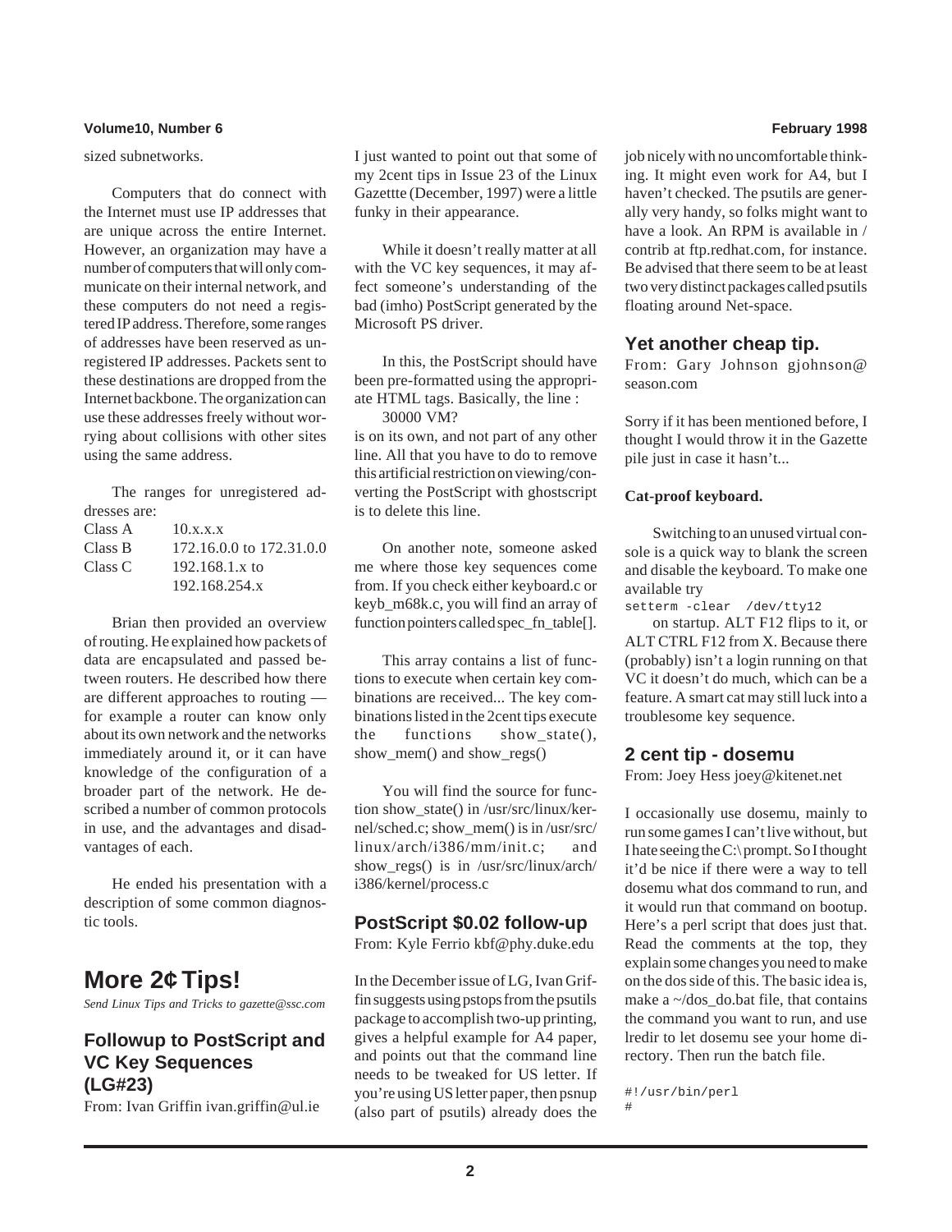sized subnetworks.

Computers that do connect with the Internet must use IP addresses that are unique across the entire Internet. However, an organization may have a number of computers that will only communicate on their internal network, and these computers do not need a registered IP address. Therefore, some ranges of addresses have been reserved as unregistered IP addresses. Packets sent to these destinations are dropped from the Internet backbone. The organization can use these addresses freely without worrying about collisions with other sites using the same address.

The ranges for unregistered addresses are:

| | |
|---|---|
| Class A | 10.x.x.x |
| Class B | 172.16.0.0 to 172.31.0.0 |
| Class C | 192.168.1.x to 192.168.254.x |

Brian then provided an overview of routing. He explained how packets of data are encapsulated and passed between routers. He described how there are different approaches to routing — for example a router can know only about its own network and the networks immediately around it, or it can have knowledge of the configuration of a broader part of the network. He described a number of common protocols in use, and the advantages and disadvantages of each.

He ended his presentation with a description of some common diagnostic tools.

# More 2¢ Tips!

*Send Linux Tips and Tricks to gazette@ssc.com*

## Followup to PostScript and VC Key Sequences (LG#23)

From: Ivan Griffin ivan.griffin@ul.ie

I just wanted to point out that some of my 2cent tips in Issue 23 of the Linux Gazettte (December, 1997) were a little funky in their appearance.

While it doesn't really matter at all with the VC key sequences, it may affect someone's understanding of the bad (imho) PostScript generated by the Microsoft PS driver.

In this, the PostScript should have been pre-formatted using the appropriate HTML tags. Basically, the line :

30000 VM?

is on its own, and not part of any other line. All that you have to do to remove this artificial restriction on viewing/converting the PostScript with ghostscript is to delete this line.

On another note, someone asked me where those key sequences come from. If you check either keyboard.c or keyb_m68k.c, you will find an array of function pointers called spec_fn_table[].

This array contains a list of functions to execute when certain key combinations are received... The key combinations listed in the 2cent tips execute the functions show_state(), show_mem() and show_regs()

You will find the source for function show_state() in /usr/src/linux/kernel/sched.c; show_mem() is in /usr/src/linux/arch/i386/mm/init.c; and show_regs() is in /usr/src/linux/arch/i386/kernel/process.c

## PostScript $0.02 follow-up

From: Kyle Ferrio kbf@phy.duke.edu

In the December issue of LG, Ivan Griffin suggests using pstops from the psutils package to accomplish two-up printing, gives a helpful example for A4 paper, and points out that the command line needs to be tweaked for US letter. If you're using US letter paper, then psnup (also part of psutils) already does the job nicely with no uncomfortable thinking. It might even work for A4, but I haven't checked. The psutils are generally very handy, so folks might want to have a look. An RPM is available in /contrib at ftp.redhat.com, for instance. Be advised that there seem to be at least two very distinct packages called psutils floating around Net-space.

## Yet another cheap tip.

From: Gary Johnson gjohnson@season.com

Sorry if it has been mentioned before, I thought I would throw it in the Gazette pile just in case it hasn't...

**Cat-proof keyboard.**

Switching to an unused virtual console is a quick way to blank the screen and disable the keyboard. To make one available try

```
setterm -clear  /dev/tty12
```

on startup. ALT F12 flips to it, or ALT CTRL F12 from X. Because there (probably) isn't a login running on that VC it doesn't do much, which can be a feature. A smart cat may still luck into a troublesome key sequence.

## 2 cent tip - dosemu

From: Joey Hess joey@kitenet.net

I occasionally use dosemu, mainly to run some games I can't live without, but I hate seeing the C:\ prompt. So I thought it'd be nice if there were a way to tell dosemu what dos command to run, and it would run that command on bootup. Here's a perl script that does just that. Read the comments at the top, they explain some changes you need to make on the dos side of this. The basic idea is, make a ~/dos_do.bat file, that contains the command you want to run, and use lredir to let dosemu see your home directory. Then run the batch file.

```
#!/usr/bin/perl
#
```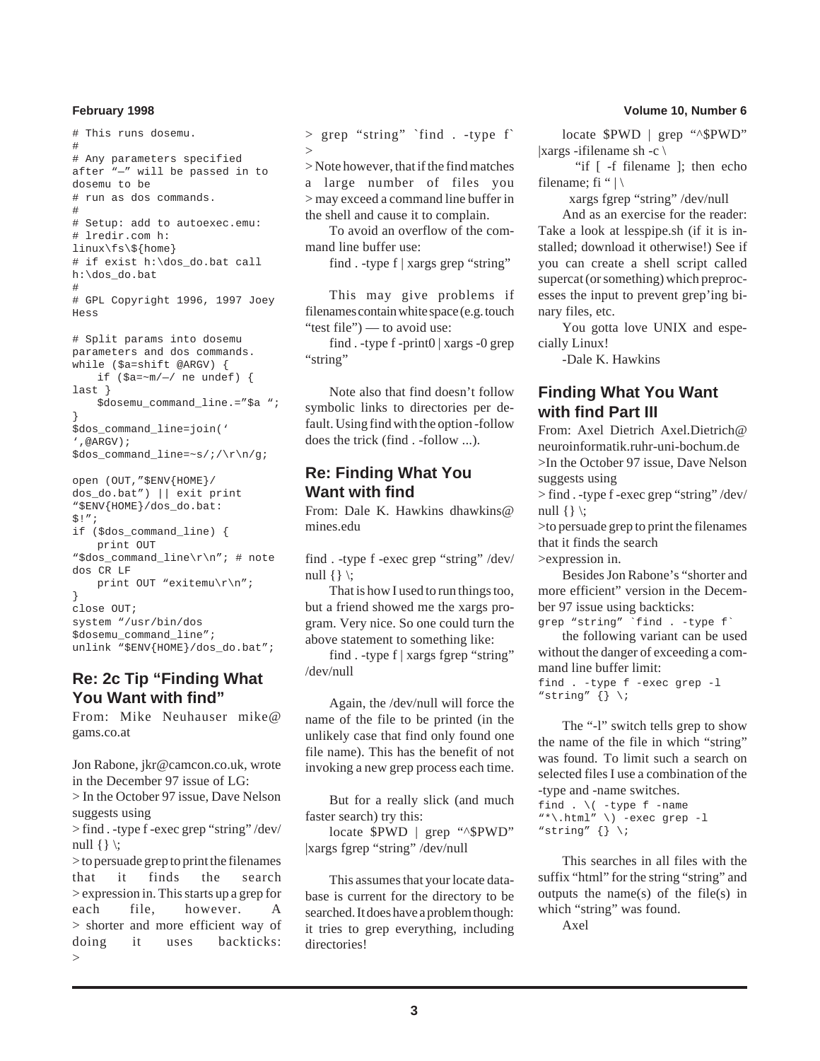```
# This runs dosemu.
#
# Any parameters specified
after "—" will be passed in to
dosemu to be
# run as dos commands.
#
# Setup: add to autoexec.emu:
# lredir.com h:
linux\fs\${home}
# if exist h:\dos_do.bat call
h:\dos_do.bat
#
# GPL Copyright 1996, 1997 Joey
Hess

# Split params into dosemu
parameters and dos commands.
while ($a=shift @ARGV) {
    if ($a=~m/—/ ne undef) {
last }
    $dosemu_command_line.="$a ";
}
$dos_command_line=join('
',@ARGV);
$dos_command_line=~s/;/\r\n/g;

open (OUT,"$ENV{HOME}/
dos_do.bat") || exit print
"$ENV{HOME}/dos_do.bat:
$!";
if ($dos_command_line) {
    print OUT
"$dos_command_line\r\n"; # note
dos CR LF
    print OUT "exitemu\r\n";
}
close OUT;
system "/usr/bin/dos
$dosemu_command_line";
unlink "$ENV{HOME}/dos_do.bat";
```

## Re: 2c Tip "Finding What You Want with find"

From: Mike Neuhauser mike@gams.co.at

Jon Rabone, jkr@camcon.co.uk, wrote in the December 97 issue of LG:

> In the October 97 issue, Dave Nelson suggests using

> find . -type f -exec grep "string" /dev/null {} \;

> to persuade grep to print the filenames that it finds the search

> expression in. This starts up a grep for each file, however. A

> shorter and more efficient way of doing it uses backticks:

>

> grep "string" `find . -type f`

>

> Note however, that if the find matches a large number of files you

> may exceed a command line buffer in the shell and cause it to complain.

To avoid an overflow of the command line buffer use:

find . -type f | xargs grep "string"

This may give problems if filenames contain white space (e.g. touch "test file") — to avoid use:

find . -type f -print0 | xargs -0 grep "string"

Note also that find doesn't follow symbolic links to directories per default. Using find with the option -follow does the trick (find . -follow ...).

## Re: Finding What You Want with find

From: Dale K. Hawkins dhawkins@mines.edu

find . -type f -exec grep "string" /dev/null {} \;

That is how I used to run things too, but a friend showed me the xargs program. Very nice. So one could turn the above statement to something like:

find . -type f | xargs fgrep "string" /dev/null

Again, the /dev/null will force the name of the file to be printed (in the unlikely case that find only found one file name). This has the benefit of not invoking a new grep process each time.

But for a really slick (and much faster search) try this:

locate $PWD | grep "^$PWD" |xargs fgrep "string" /dev/null

This assumes that your locate database is current for the directory to be searched. It does have a problem though: it tries to grep everything, including directories!

locate $PWD | grep "^$PWD" |xargs -ifilename sh -c \

"if [ -f filename ]; then echo filename; fi " | \

xargs fgrep "string" /dev/null

And as an exercise for the reader: Take a look at lesspipe.sh (if it is installed; download it otherwise!) See if you can create a shell script called supercat (or something) which preprocesses the input to prevent grep'ing binary files, etc.

You gotta love UNIX and especially Linux!

-Dale K. Hawkins

## Finding What You Want with find Part III

From: Axel Dietrich Axel.Dietrich@neuroinformatik.ruhr-uni-bochum.de

>In the October 97 issue, Dave Nelson suggests using

> find . -type f -exec grep "string" /dev/null {} \;

>to persuade grep to print the filenames that it finds the search

>expression in.

Besides Jon Rabone's "shorter and more efficient" version in the December 97 issue using backticks:

```
grep "string" `find . -type f`
```

the following variant can be used without the danger of exceeding a command line buffer limit:

```
find . -type f -exec grep -l
"string" {} \;
```

The "-l" switch tells grep to show the name of the file in which "string" was found. To limit such a search on selected files I use a combination of the -type and -name switches.

```
find . \( -type f -name
"*\.html" \) -exec grep -l
"string" {} \;
```

This searches in all files with the suffix "html" for the string "string" and outputs the name(s) of the file(s) in which "string" was found.

Axel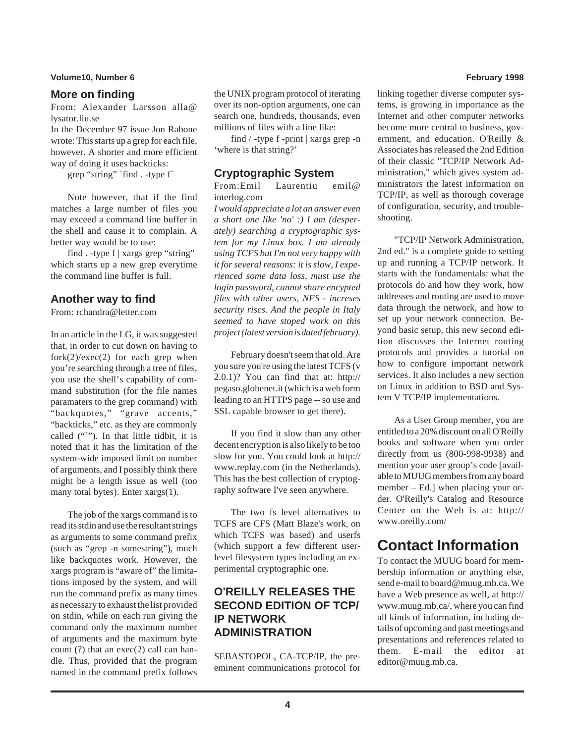## More on finding

From: Alexander Larsson alla@lysator.liu.se

In the December 97 issue Jon Rabone wrote: This starts up a grep for each file, however. A shorter and more efficient way of doing it uses backticks:

grep “string” `find . -type f`

Note however, that if the find matches a large number of files you may exceed a command line buffer in the shell and cause it to complain. A better way would be to use:

find . -type f | xargs grep “string”

which starts up a new grep everytime the command line buffer is full.

## Another way to find

From: rchandra@letter.com

In an article in the LG, it was suggested that, in order to cut down on having to fork(2)/exec(2) for each grep when you’re searching through a tree of files, you use the shell’s capability of command substitution (for the file names paramaters to the grep command) with “backquotes,” “grave accents,” “backticks,” etc. as they are commonly called (“`”). In that little tidbit, it is noted that it has the limitation of the system-wide imposed limit on number of arguments, and I possibly think there might be a length issue as well (too many total bytes). Enter xargs(1).

The job of the xargs command is to read its stdin and use the resultant strings as arguments to some command prefix (such as “grep -n somestring”), much like backquotes work. However, the xargs program is “aware of” the limitations imposed by the system, and will run the command prefix as many times as necessary to exhaust the list provided on stdin, while on each run giving the command only the maximum number of arguments and the maximum byte count (?) that an exec(2) call can handle. Thus, provided that the program named in the command prefix follows the UNIX program protocol of iterating over its non-option arguments, one can search one, hundreds, thousands, even millions of files with a line like:

find / -type f -print | xargs grep -n ‘where is that string?’

## Cryptographic System

From:Emil Laurentiu emil@interlog.com

*I would appreciate a lot an answer even a short one like 'no' :) I am (desperately) searching a cryptographic system for my Linux box. I am already using TCFS but I'm not very happy with it for several reasons: it is slow, I experienced some data loss, must use the login password, cannot share encypted files with other users, NFS - increses security riscs. And the people in Italy seemed to have stoped work on this project (latest version is dated february).*

February doesn't seem that old. Are you sure you're using the latest TCFS (v 2.0.1)? You can find that at: http://pegaso.globenet.it (which is a web form leading to an HTTPS page -- so use and SSL capable browser to get there).

If you find it slow than any other decent encryption is also likely to be too slow for you. You could look at http://www.replay.com (in the Netherlands). This has the best collection of cryptography software I've seen anywhere.

The two fs level alternatives to TCFS are CFS (Matt Blaze's work, on which TCFS was based) and userfs (which support a few different user-level filesystem types including an experimental cryptographic one.

## O'REILLY RELEASES THE SECOND EDITION OF TCP/IP NETWORK ADMINISTRATION

SEBASTOPOL, CA-TCP/IP, the pre-eminent communications protocol for linking together diverse computer systems, is growing in importance as the Internet and other computer networks become more central to business, government, and education. O'Reilly & Associates has released the 2nd Edition of their classic "TCP/IP Network Administration," which gives system administrators the latest information on TCP/IP, as well as thorough coverage of configuration, security, and troubleshooting.

"TCP/IP Network Administration, 2nd ed." is a complete guide to setting up and running a TCP/IP network. It starts with the fundamentals: what the protocols do and how they work, how addresses and routing are used to move data through the network, and how to set up your network connection. Beyond basic setup, this new second edition discusses the Internet routing protocols and provides a tutorial on how to configure important network services. It also includes a new section on Linux in addition to BSD and System V TCP/IP implementations.

As a User Group member, you are entitled to a 20% discount on all O'Reilly books and software when you order directly from us (800-998-9938) and mention your user group’s code [available to MUUG members from any board member – Ed.] when placing your order. O'Reilly's Catalog and Resource Center on the Web is at: http://www.oreilly.com/

# Contact Information

To contact the MUUG board for membership information or anything else, send e-mail to board@muug.mb.ca. We have a Web presence as well, at http://www.muug.mb.ca/, where you can find all kinds of information, including details of upcoming and past meetings and presentations and references related to them. E-mail the editor at editor@muug.mb.ca.